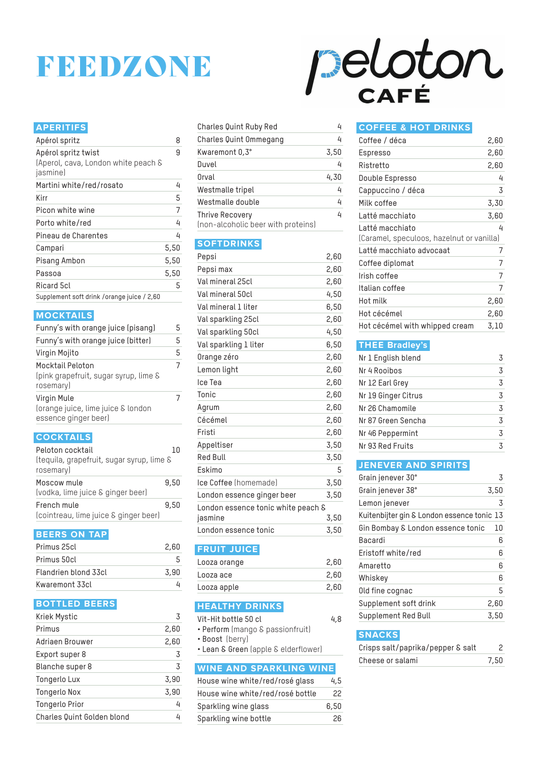# FEEDZONE

# peloton CAFÉ

## APERITIFS

| | |
|---|---|
| Apérol spritz | 8 |
| Apérol spritz twist (Aperol, cava, London white peach & jasmine) | 9 |
| Martini white/red/rosato | 4 |
| Kirr | 5 |
| Picon white wine | 7 |
| Porto white/red | 4 |
| Pineau de Charentes | 4 |
| Campari | 5,50 |
| Pisang Ambon | 5,50 |
| Passoa | 5,50 |
| Ricard 5cl | 5 |

Supplement soft drink /orange juice / 2,60

## MOCKTAILS

| | |
|---|---|
| Funny's with orange juice (pisang) | 5 |
| Funny's with orange juice (bitter) | 5 |
| Virgin Mojito | 5 |
| Mocktail Peloton (pink grapefruit, sugar syrup, lime & rosemary) | 7 |
| Virgin Mule (orange juice, lime juice & london essence ginger beer) | 7 |

## COCKTAILS

| | |
|---|---|
| Peloton cocktail (tequila, grapefruit, sugar syrup, lime & rosemary) | 10 |
| Moscow mule (vodka, lime juice & ginger beer) | 9,50 |
| French mule (cointreau, lime juice & ginger beer) | 9,50 |

## BEERS ON TAP

| | |
|---|---|
| Primus 25cl | 2,60 |
| Primus 50cl | 5 |
| Flandrien blond 33cl | 3,90 |
| Kwaremont 33cl | 4 |

## BOTTLED BEERS

| | |
|---|---|
| Kriek Mystic | 3 |
| Primus | 2,60 |
| Adriaen Brouwer | 2,60 |
| Export super 8 | 3 |
| Blanche super 8 | 3 |
| Tongerlo Lux | 3,90 |
| Tongerlo Nox | 3,90 |
| Tongerlo Prior | 4 |
| Charles Quint Golden blond | 4 |
| Charles Quint Ruby Red | 4 |
| Charles Quint Ommegang | 4 |
| Kwaremont 0,3° | 3,50 |
| Duvel | 4 |
| Orval | 4,30 |
| Westmalle tripel | 4 |
| Westmalle double | 4 |
| Thrive Recovery (non-alcoholic beer with proteins) | 4 |

## SOFTDRINKS

| | |
|---|---|
| Pepsi | 2,60 |
| Pepsi max | 2,60 |
| Val mineral 25cl | 2,60 |
| Val mineral 50cl | 4,50 |
| Val mineral 1 liter | 6,50 |
| Val sparkling 25cl | 2,60 |
| Val sparkling 50cl | 4,50 |
| Val sparkling 1 liter | 6,50 |
| Orange zéro | 2,60 |
| Lemon light | 2,60 |
| Ice Tea | 2,60 |
| Tonic | 2,60 |
| Agrum | 2,60 |
| Cécémel | 2,60 |
| Fristi | 2,60 |
| Appeltiser | 3,50 |
| Red Bull | 3,50 |
| Eskimo | 5 |
| Ice Coffee (homemade) | 3,50 |
| London essence ginger beer | 3,50 |
| London essence tonic white peach & jasmine | 3,50 |
| London essence tonic | 3,50 |

## FRUIT JUICE

| | |
|---|---|
| Looza orange | 2,60 |
| Looza ace | 2,60 |
| Looza apple | 2,60 |

## HEALTHY DRINKS

| | |
|---|---|
| Vit-Hit bottle 50 cl | 4,8 |

- Perform (mango & passionfruit)
- Boost (berry)
- Lean & Green (apple & elderflower)

## WINE AND SPARKLING WINE

| | |
|---|---|
| House wine white/red/rosé glass | 4,5 |
| House wine white/red/rosé bottle | 22 |
| Sparkling wine glass | 6,50 |
| Sparkling wine bottle | 26 |

## COFFEE & HOT DRINKS

| | |
|---|---|
| Coffee / déca | 2,60 |
| Espresso | 2,60 |
| Ristretto | 2,60 |
| Double Espresso | 4 |
| Cappuccino / déca | 3 |
| Milk coffee | 3,30 |
| Latté macchiato | 3,60 |
| Latté macchiato (Caramel, speculoos, hazelnut or vanilla) | 4 |
| Latté macchiato advocaat | 7 |
| Coffee diplomat | 7 |
| Irish coffee | 7 |
| Italian coffee | 7 |
| Hot milk | 2,60 |
| Hot cécémel | 2,60 |
| Hot cécémel with whipped cream | 3,10 |

## THEE Bradley's

| | |
|---|---|
| Nr 1 English blend | 3 |
| Nr 4 Rooibos | 3 |
| Nr 12 Earl Grey | 3 |
| Nr 19 Ginger Citrus | 3 |
| Nr 26 Chamomile | 3 |
| Nr 87 Green Sencha | 3 |
| Nr 46 Peppermint | 3 |
| Nr 93 Red Fruits | 3 |

## JENEVER AND SPIRITS

| | |
|---|---|
| Grain jenever 30° | 3 |
| Grain jenever 38° | 3,50 |
| Lemon jenever | 3 |
| Kuitenbijter gin & London essence tonic | 13 |
| Gin Bombay & London essence tonic | 10 |
| Bacardi | 6 |
| Eristoff white/red | 6 |
| Amaretto | 6 |
| Whiskey | 6 |
| Old fine cognac | 5 |
| Supplement soft drink | 2,60 |
| Supplement Red Bull | 3,50 |

## SNACKS

| | |
|---|---|
| Crisps salt/paprika/pepper & salt | 2 |
| Cheese or salami | 7,50 |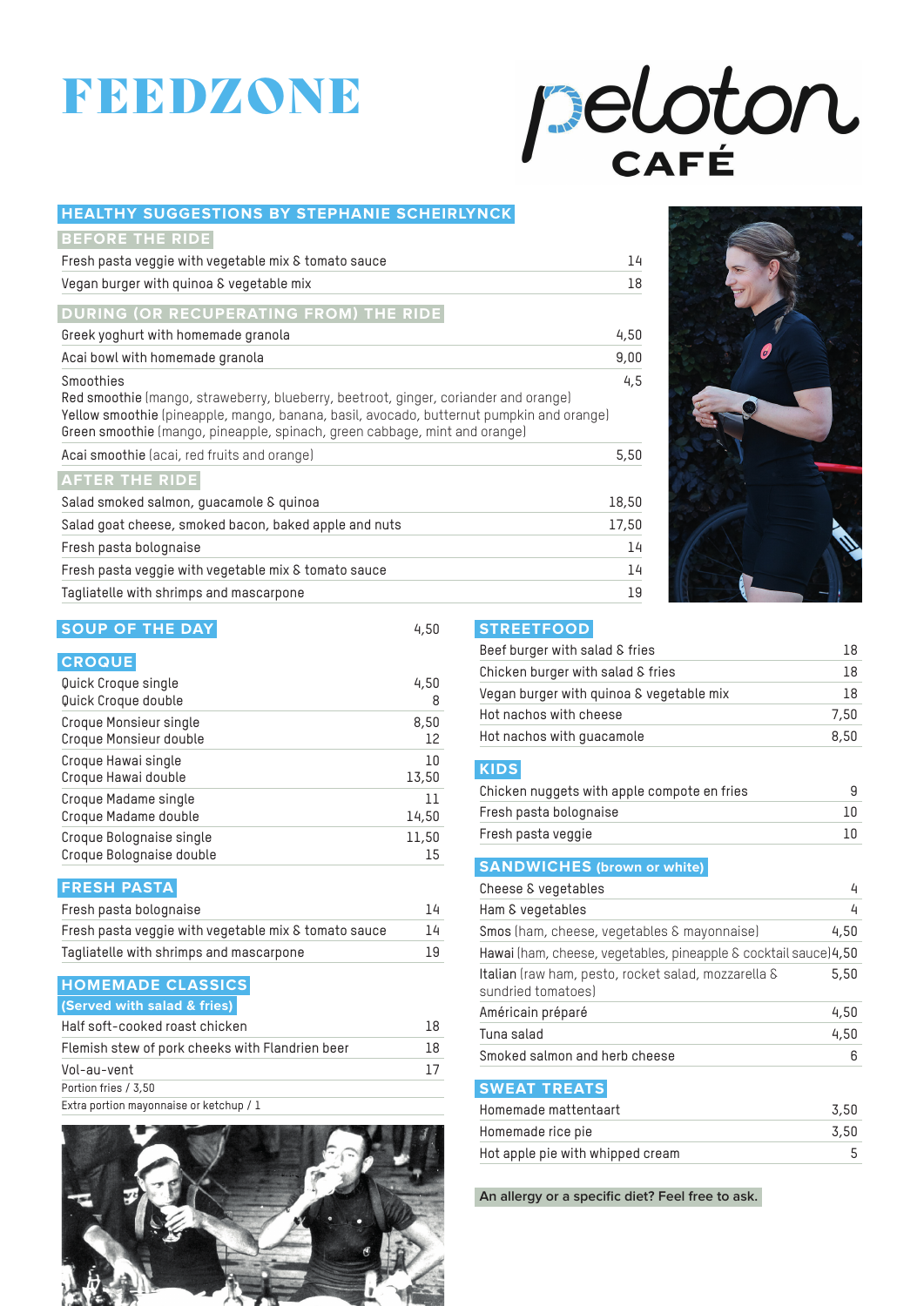# FEEDZONE

peloton CAFÉ

## HEALTHY SUGGESTIONS BY STEPHANIE SCHEIRLYNCK

### BEFORE THE RIDE

| | |
|---|---|
| Fresh pasta veggie with vegetable mix & tomato sauce | 14 |
| Vegan burger with quinoa & vegetable mix | 18 |

### DURING (OR RECUPERATING FROM) THE RIDE

| | |
|---|---|
| Greek yoghurt with homemade granola | 4,50 |
| Acai bowl with homemade granola | 9,00 |
| Smoothies<br>Red smoothie (mango, straweberry, blueberry, beetroot, ginger, coriander and orange)<br>Yellow smoothie (pineapple, mango, banana, basil, avocado, butternut pumpkin and orange)<br>Green smoothie (mango, pineapple, spinach, green cabbage, mint and orange) | 4,5 |
| Acai smoothie (acai, red fruits and orange) | 5,50 |

### AFTER THE RIDE

| | |
|---|---|
| Salad smoked salmon, guacamole & quinoa | 18,50 |
| Salad goat cheese, smoked bacon, baked apple and nuts | 17,50 |
| Fresh pasta bolognaise | 14 |
| Fresh pasta veggie with vegetable mix & tomato sauce | 14 |
| Tagliatelle with shrimps and mascarpone | 19 |

## SOUP OF THE DAY — 4,50

## CROQUE

| | |
|---|---|
| Quick Croque single | 4,50 |
| Quick Croque double | 8 |
| Croque Monsieur single | 8,50 |
| Croque Monsieur double | 12 |
| Croque Hawai single | 10 |
| Croque Hawai double | 13,50 |
| Croque Madame single | 11 |
| Croque Madame double | 14,50 |
| Croque Bolognaise single | 11,50 |
| Croque Bolognaise double | 15 |

## FRESH PASTA

| | |
|---|---|
| Fresh pasta bolognaise | 14 |
| Fresh pasta veggie with vegetable mix & tomato sauce | 14 |
| Tagliatelle with shrimps and mascarpone | 19 |

## HOMEMADE CLASSICS
**(Served with salad & fries)**

| | |
|---|---|
| Half soft-cooked roast chicken | 18 |
| Flemish stew of pork cheeks with Flandrien beer | 18 |
| Vol-au-vent | 17 |

Portion fries / 3,50

Extra portion mayonnaise or ketchup / 1

## STREETFOOD

| | |
|---|---|
| Beef burger with salad & fries | 18 |
| Chicken burger with salad & fries | 18 |
| Vegan burger with quinoa & vegetable mix | 18 |
| Hot nachos with cheese | 7,50 |
| Hot nachos with guacamole | 8,50 |

## KIDS

| | |
|---|---|
| Chicken nuggets with apple compote en fries | 9 |
| Fresh pasta bolognaise | 10 |
| Fresh pasta veggie | 10 |

## SANDWICHES (brown or white)

| | |
|---|---|
| Cheese & vegetables | 4 |
| Ham & vegetables | 4 |
| Smos (ham, cheese, vegetables & mayonnaise) | 4,50 |
| Hawai (ham, cheese, vegetables, pineapple & cocktail sauce) | 4,50 |
| Italian (raw ham, pesto, rocket salad, mozzarella & sundried tomatoes) | 5,50 |
| Américain préparé | 4,50 |
| Tuna salad | 4,50 |
| Smoked salmon and herb cheese | 6 |

## SWEAT TREATS

| | |
|---|---|
| Homemade mattentaart | 3,50 |
| Homemade rice pie | 3,50 |
| Hot apple pie with whipped cream | 5 |

**An allergy or a specific diet? Feel free to ask.**